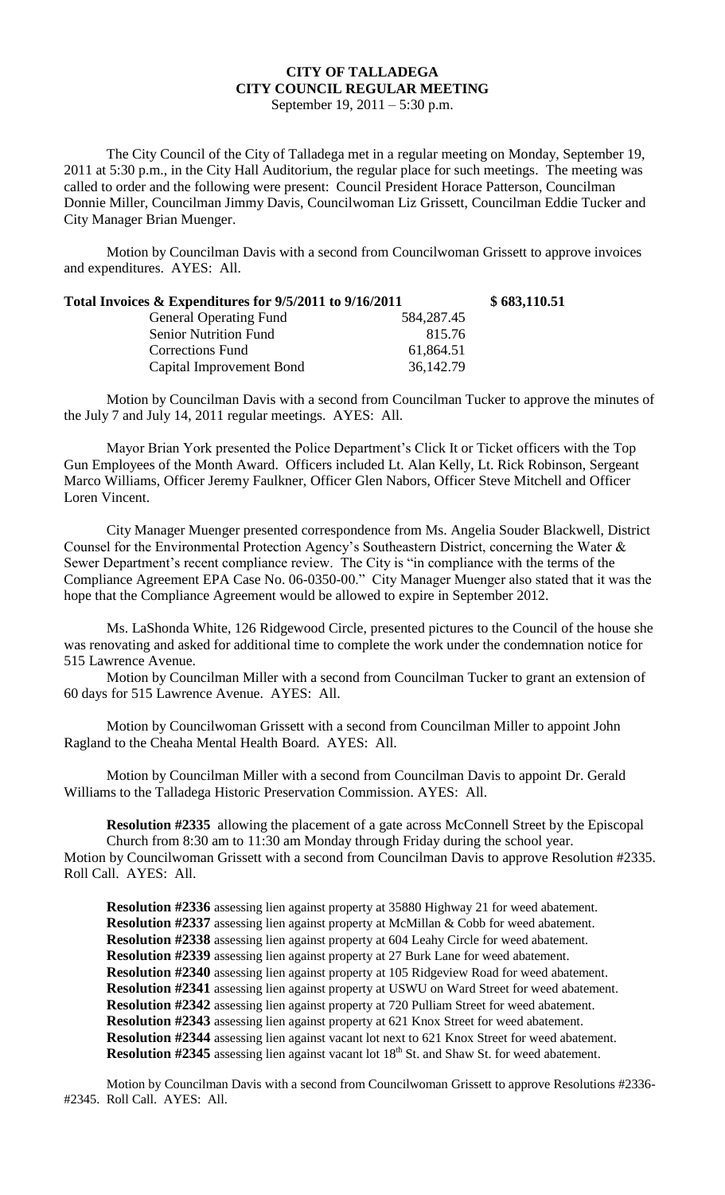# CITY OF TALLADEGA
## CITY COUNCIL REGULAR MEETING
September 19, 2011 – 5:30 p.m.

The City Council of the City of Talladega met in a regular meeting on Monday, September 19, 2011 at 5:30 p.m., in the City Hall Auditorium, the regular place for such meetings. The meeting was called to order and the following were present: Council President Horace Patterson, Councilman Donnie Miller, Councilman Jimmy Davis, Councilwoman Liz Grissett, Councilman Eddie Tucker and City Manager Brian Muenger.

Motion by Councilman Davis with a second from Councilwoman Grissett to approve invoices and expenditures. AYES: All.

| **Total Invoices & Expenditures for 9/5/2011 to 9/16/2011** | | **$ 683,110.51** |
|---|---|---|
| General Operating Fund | 584,287.45 | |
| Senior Nutrition Fund | 815.76 | |
| Corrections Fund | 61,864.51 | |
| Capital Improvement Bond | 36,142.79 | |

Motion by Councilman Davis with a second from Councilman Tucker to approve the minutes of the July 7 and July 14, 2011 regular meetings. AYES: All.

Mayor Brian York presented the Police Department's Click It or Ticket officers with the Top Gun Employees of the Month Award. Officers included Lt. Alan Kelly, Lt. Rick Robinson, Sergeant Marco Williams, Officer Jeremy Faulkner, Officer Glen Nabors, Officer Steve Mitchell and Officer Loren Vincent.

City Manager Muenger presented correspondence from Ms. Angelia Souder Blackwell, District Counsel for the Environmental Protection Agency's Southeastern District, concerning the Water & Sewer Department's recent compliance review. The City is "in compliance with the terms of the Compliance Agreement EPA Case No. 06-0350-00." City Manager Muenger also stated that it was the hope that the Compliance Agreement would be allowed to expire in September 2012.

Ms. LaShonda White, 126 Ridgewood Circle, presented pictures to the Council of the house she was renovating and asked for additional time to complete the work under the condemnation notice for 515 Lawrence Avenue.

Motion by Councilman Miller with a second from Councilman Tucker to grant an extension of 60 days for 515 Lawrence Avenue. AYES: All.

Motion by Councilwoman Grissett with a second from Councilman Miller to appoint John Ragland to the Cheaha Mental Health Board. AYES: All.

Motion by Councilman Miller with a second from Councilman Davis to appoint Dr. Gerald Williams to the Talladega Historic Preservation Commission. AYES: All.

**Resolution #2335** allowing the placement of a gate across McConnell Street by the Episcopal Church from 8:30 am to 11:30 am Monday through Friday during the school year.

Motion by Councilwoman Grissett with a second from Councilman Davis to approve Resolution #2335. Roll Call. AYES: All.

**Resolution #2336** assessing lien against property at 35880 Highway 21 for weed abatement.
**Resolution #2337** assessing lien against property at McMillan & Cobb for weed abatement.
**Resolution #2338** assessing lien against property at 604 Leahy Circle for weed abatement.
**Resolution #2339** assessing lien against property at 27 Burk Lane for weed abatement.
**Resolution #2340** assessing lien against property at 105 Ridgeview Road for weed abatement.
**Resolution #2341** assessing lien against property at USWU on Ward Street for weed abatement.
**Resolution #2342** assessing lien against property at 720 Pulliam Street for weed abatement.
**Resolution #2343** assessing lien against property at 621 Knox Street for weed abatement.
**Resolution #2344** assessing lien against vacant lot next to 621 Knox Street for weed abatement.
**Resolution #2345** assessing lien against vacant lot 18th St. and Shaw St. for weed abatement.

Motion by Councilman Davis with a second from Councilwoman Grissett to approve Resolutions #2336-#2345. Roll Call. AYES: All.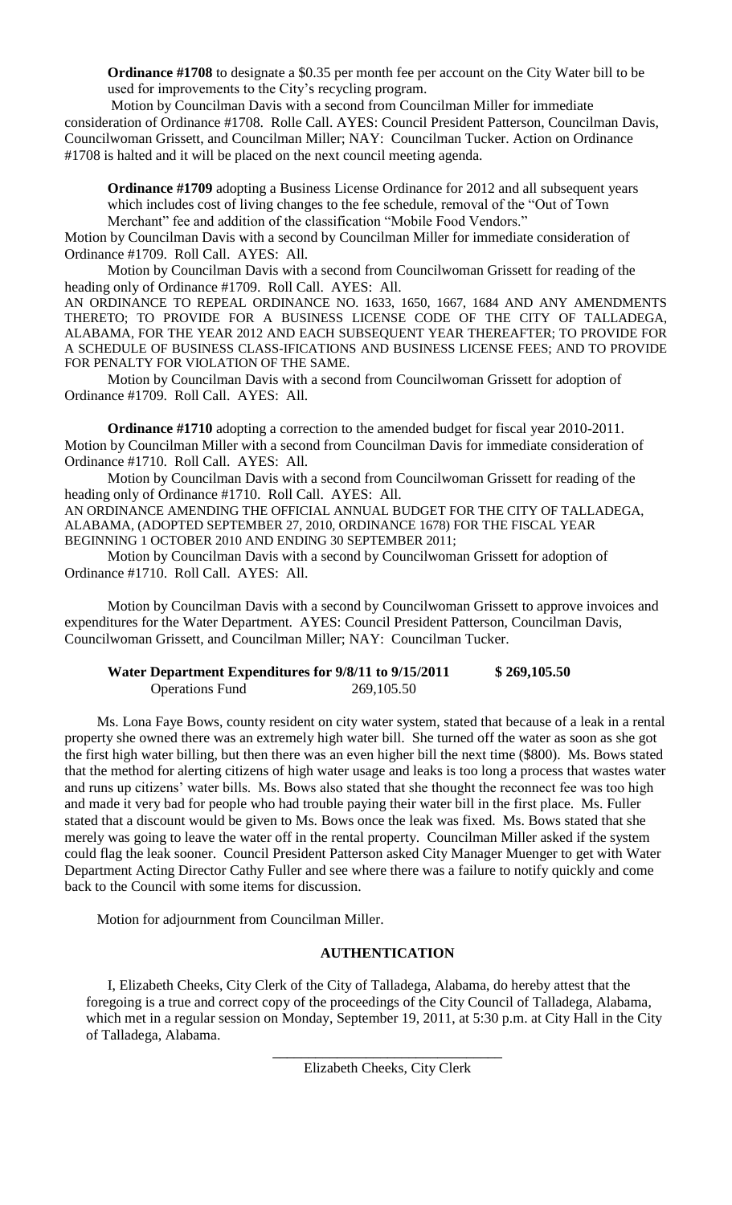**Ordinance #1708** to designate a $0.35 per month fee per account on the City Water bill to be used for improvements to the City's recycling program.

Motion by Councilman Davis with a second from Councilman Miller for immediate consideration of Ordinance #1708. Rolle Call. AYES: Council President Patterson, Councilman Davis, Councilwoman Grissett, and Councilman Miller; NAY: Councilman Tucker. Action on Ordinance #1708 is halted and it will be placed on the next council meeting agenda.

**Ordinance #1709** adopting a Business License Ordinance for 2012 and all subsequent years which includes cost of living changes to the fee schedule, removal of the "Out of Town Merchant" fee and addition of the classification "Mobile Food Vendors."

Motion by Councilman Davis with a second by Councilman Miller for immediate consideration of Ordinance #1709. Roll Call. AYES: All.

Motion by Councilman Davis with a second from Councilwoman Grissett for reading of the heading only of Ordinance #1709. Roll Call. AYES: All.

AN ORDINANCE TO REPEAL ORDINANCE NO. 1633, 1650, 1667, 1684 AND ANY AMENDMENTS THERETO; TO PROVIDE FOR A BUSINESS LICENSE CODE OF THE CITY OF TALLADEGA, ALABAMA, FOR THE YEAR 2012 AND EACH SUBSEQUENT YEAR THEREAFTER; TO PROVIDE FOR A SCHEDULE OF BUSINESS CLASS-IFICATIONS AND BUSINESS LICENSE FEES; AND TO PROVIDE FOR PENALTY FOR VIOLATION OF THE SAME.

Motion by Councilman Davis with a second from Councilwoman Grissett for adoption of Ordinance #1709. Roll Call. AYES: All.

**Ordinance #1710** adopting a correction to the amended budget for fiscal year 2010-2011. Motion by Councilman Miller with a second from Councilman Davis for immediate consideration of Ordinance #1710. Roll Call. AYES: All.

Motion by Councilman Davis with a second from Councilwoman Grissett for reading of the heading only of Ordinance #1710. Roll Call. AYES: All.

AN ORDINANCE AMENDING THE OFFICIAL ANNUAL BUDGET FOR THE CITY OF TALLADEGA, ALABAMA, (ADOPTED SEPTEMBER 27, 2010, ORDINANCE 1678) FOR THE FISCAL YEAR BEGINNING 1 OCTOBER 2010 AND ENDING 30 SEPTEMBER 2011;

Motion by Councilman Davis with a second by Councilwoman Grissett for adoption of Ordinance #1710. Roll Call. AYES: All.

Motion by Councilman Davis with a second by Councilwoman Grissett to approve invoices and expenditures for the Water Department. AYES: Council President Patterson, Councilman Davis, Councilwoman Grissett, and Councilman Miller; NAY: Councilman Tucker.

| | | |
|---|---|---|
| **Water Department Expenditures for 9/8/11 to 9/15/2011** | | **$ 269,105.50** |
| Operations Fund | 269,105.50 | |

Ms. Lona Faye Bows, county resident on city water system, stated that because of a leak in a rental property she owned there was an extremely high water bill. She turned off the water as soon as she got the first high water billing, but then there was an even higher bill the next time ($800). Ms. Bows stated that the method for alerting citizens of high water usage and leaks is too long a process that wastes water and runs up citizens' water bills. Ms. Bows also stated that she thought the reconnect fee was too high and made it very bad for people who had trouble paying their water bill in the first place. Ms. Fuller stated that a discount would be given to Ms. Bows once the leak was fixed. Ms. Bows stated that she merely was going to leave the water off in the rental property. Councilman Miller asked if the system could flag the leak sooner. Council President Patterson asked City Manager Muenger to get with Water Department Acting Director Cathy Fuller and see where there was a failure to notify quickly and come back to the Council with some items for discussion.

Motion for adjournment from Councilman Miller.

## AUTHENTICATION

I, Elizabeth Cheeks, City Clerk of the City of Talladega, Alabama, do hereby attest that the foregoing is a true and correct copy of the proceedings of the City Council of Talladega, Alabama, which met in a regular session on Monday, September 19, 2011, at 5:30 p.m. at City Hall in the City of Talladega, Alabama.

\_\_\_\_\_\_\_\_\_\_\_\_\_\_\_\_\_\_\_\_\_\_\_\_\_\_\_\_\_\_\_\_

Elizabeth Cheeks, City Clerk